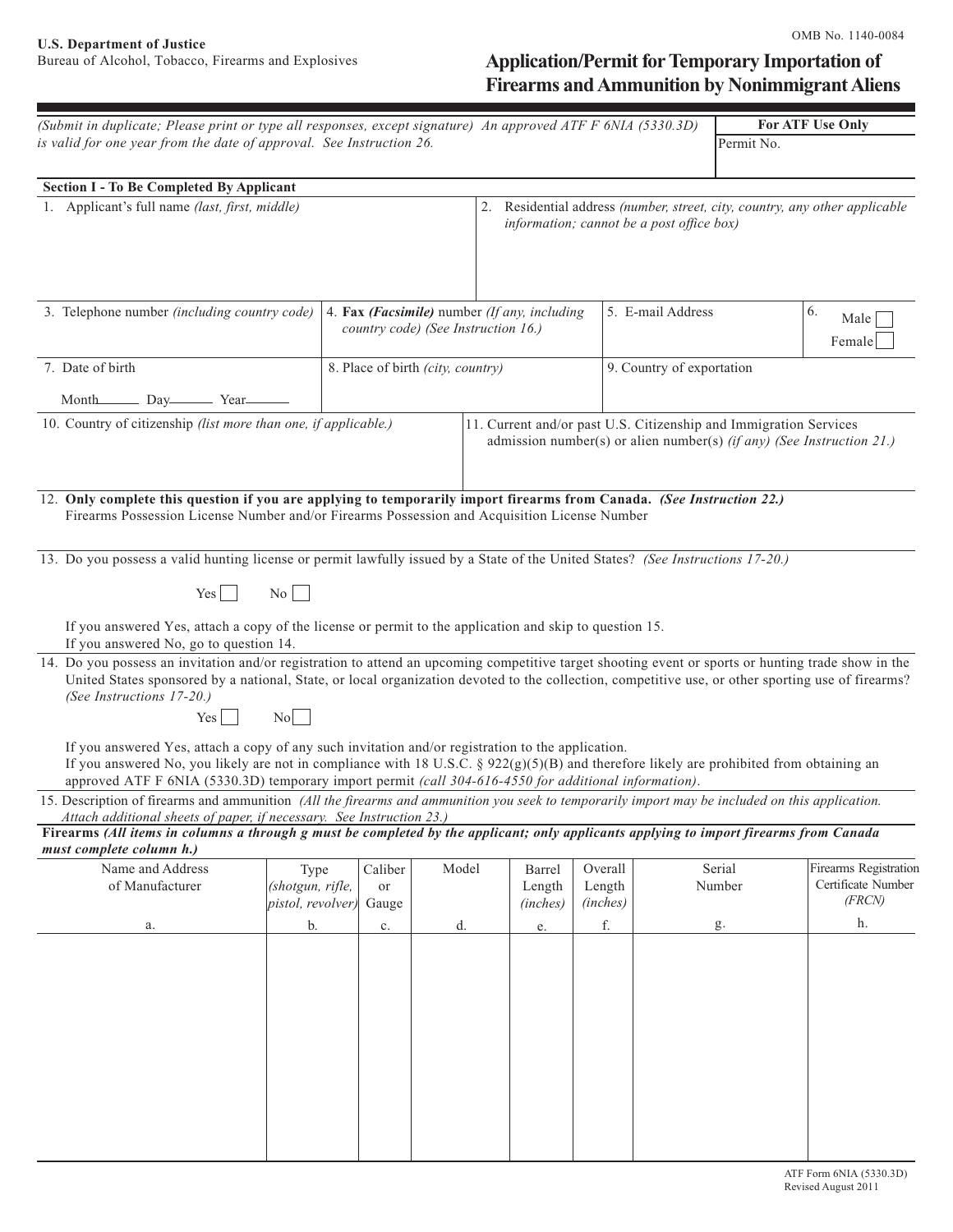U.S. Department of Justice
Bureau of Alcohol, Tobacco, Firearms and Explosives

OMB No. 1140-0084

# Application/Permit for Temporary Importation of Firearms and Ammunition by Nonimmigrant Aliens

*(Submit in duplicate; Please print or type all responses, except signature) An approved ATF F 6NIA (5330.3D) is valid for one year from the date of approval. See Instruction 26.*

| **For ATF Use Only** |
|---|
| Permit No. |

**Section I - To Be Completed By Applicant**

1. Applicant's full name *(last, first, middle)*

2. Residential address *(number, street, city, country, any other applicable information; cannot be a post office box)*

3. Telephone number *(including country code)*

4. **Fax *(Facsimile)*** number *(If any, including country code) (See Instruction 16.)*

5. E-mail Address

6. Male ☐ Female ☐

7. Date of birth

   Month_______ Day_______ Year_______

8. Place of birth *(city, country)*

9. Country of exportation

10. Country of citizenship *(list more than one, if applicable.)*

11. Current and/or past U.S. Citizenship and Immigration Services admission number(s) or alien number(s) *(if any) (See Instruction 21.)*

12. **Only complete this question if you are applying to temporarily import firearms from Canada.** ***(See Instruction 22.)***
Firearms Possession License Number and/or Firearms Possession and Acquisition License Number

13. Do you possess a valid hunting license or permit lawfully issued by a State of the United States? *(See Instructions 17-20.)*

    Yes ☐ No ☐

    If you answered Yes, attach a copy of the license or permit to the application and skip to question 15.
    If you answered No, go to question 14.

14. Do you possess an invitation and/or registration to attend an upcoming competitive target shooting event or sports or hunting trade show in the United States sponsored by a national, State, or local organization devoted to the collection, competitive use, or other sporting use of firearms? *(See Instructions 17-20.)*

    Yes ☐ No ☐

    If you answered Yes, attach a copy of any such invitation and/or registration to the application.
    If you answered No, you likely are not in compliance with 18 U.S.C. § 922(g)(5)(B) and therefore likely are prohibited from obtaining an approved ATF F 6NIA (5330.3D) temporary import permit *(call 304-616-4550 for additional information)*.

15. Description of firearms and ammunition *(All the firearms and ammunition you seek to temporarily import may be included on this application. Attach additional sheets of paper, if necessary. See Instruction 23.)*

**Firearms *(All items in columns a through g must be completed by the applicant; only applicants applying to import firearms from Canada must complete column h.)***

| Name and Address of Manufacturer | Type *(shotgun, rifle, pistol, revolver)* | Caliber or Gauge | Model | Barrel Length *(inches)* | Overall Length *(inches)* | Serial Number | Firearms Registration Certificate Number *(FRCN)* |
|---|---|---|---|---|---|---|---|
| a. | b. | c. | d. | e. | f. | g. | h. |
| | | | | | | | |

ATF Form 6NIA (5330.3D)
Revised August 2011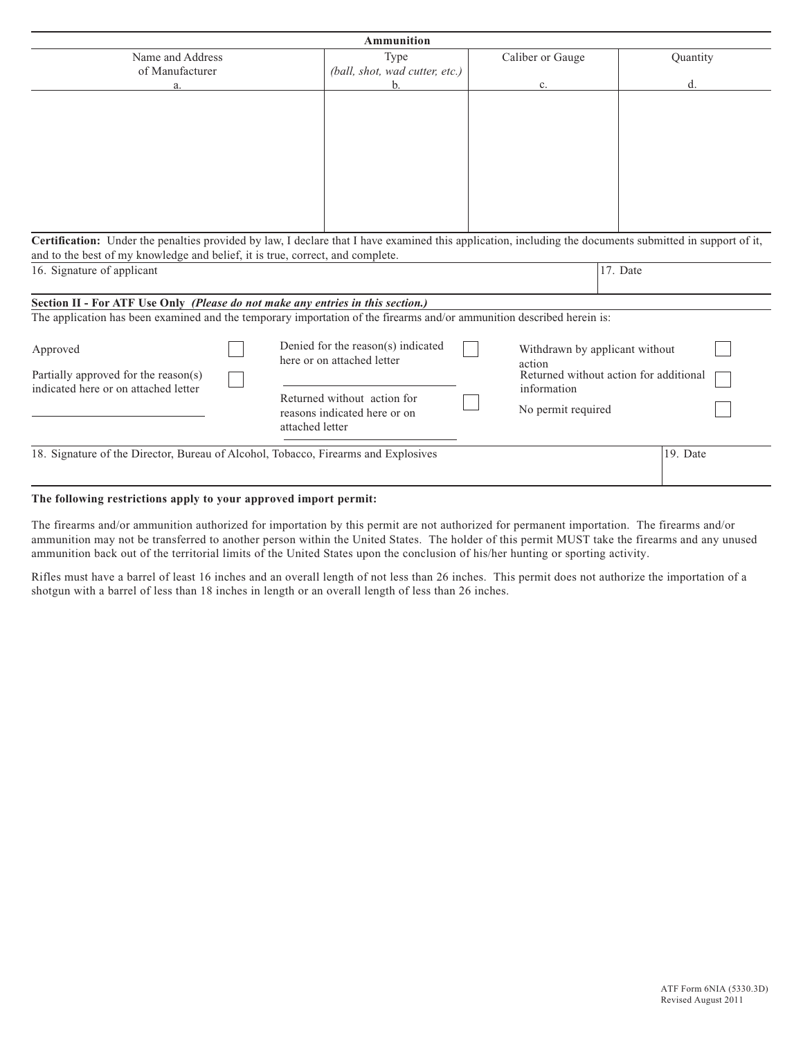| Ammunition | | | |
|---|---|---|---|
| Name and Address of Manufacturer<br>a. | Type<br>*(ball, shot, wad cutter, etc.)*<br>b. | Caliber or Gauge<br>c. | Quantity<br>d. |
| | | | |

**Certification:** Under the penalties provided by law, I declare that I have examined this application, including the documents submitted in support of it, and to the best of my knowledge and belief, it is true, correct, and complete.

| 16. Signature of applicant | 17. Date |
|---|---|
| | |

**Section II - For ATF Use Only** *(Please do not make any entries in this section.)*

The application has been examined and the temporary importation of the firearms and/or ammunition described herein is:

- ☐ Approved
- ☐ Partially approved for the reason(s) indicated here or on attached letter
  ______________________
- ☐ Denied for the reason(s) indicated here or on attached letter
  ______________________
- ☐ Returned without action for reasons indicated here or on attached letter
  ______________________
- ☐ Withdrawn by applicant without action
- ☐ Returned without action for additional information
- ☐ No permit required

| 18. Signature of the Director, Bureau of Alcohol, Tobacco, Firearms and Explosives | 19. Date |
|---|---|
| | |

**The following restrictions apply to your approved import permit:**

The firearms and/or ammunition authorized for importation by this permit are not authorized for permanent importation. The firearms and/or ammunition may not be transferred to another person within the United States. The holder of this permit MUST take the firearms and any unused ammunition back out of the territorial limits of the United States upon the conclusion of his/her hunting or sporting activity.

Rifles must have a barrel of least 16 inches and an overall length of not less than 26 inches. This permit does not authorize the importation of a shotgun with a barrel of less than 18 inches in length or an overall length of less than 26 inches.

ATF Form 6NIA (5330.3D)
Revised August 2011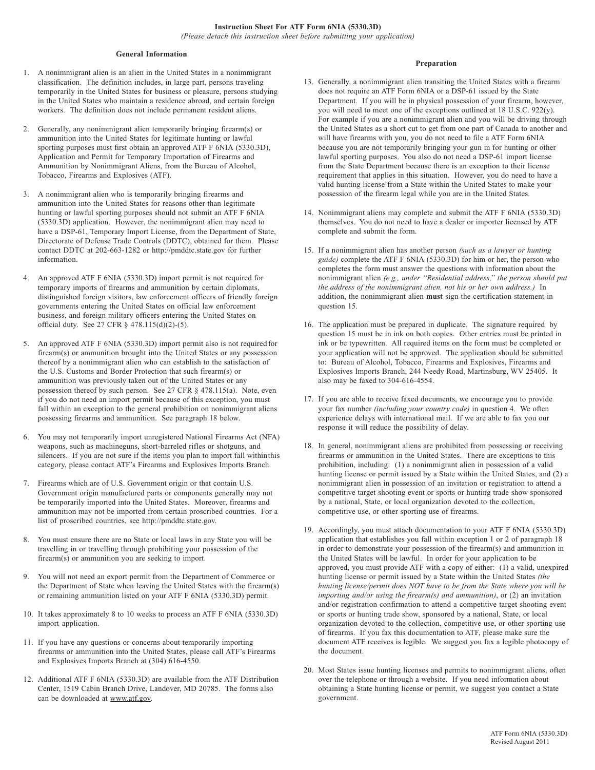# Instruction Sheet For ATF Form 6NIA (5330.3D)

*(Please detach this instruction sheet before submitting your application)*

## General Information

1. A nonimmigrant alien is an alien in the United States in a nonimmigrant classification. The definition includes, in large part, persons traveling temporarily in the United States for business or pleasure, persons studying in the United States who maintain a residence abroad, and certain foreign workers. The definition does not include permanent resident aliens.

2. Generally, any nonimmigrant alien temporarily bringing firearm(s) or ammunition into the United States for legitimate hunting or lawful sporting purposes must first obtain an approved ATF F 6NIA (5330.3D), Application and Permit for Temporary Importation of Firearms and Ammunition by Nonimmigrant Aliens, from the Bureau of Alcohol, Tobacco, Firearms and Explosives (ATF).

3. A nonimmigrant alien who is temporarily bringing firearms and ammunition into the United States for reasons other than legitimate hunting or lawful sporting purposes should not submit an ATF F 6NIA (5330.3D) application. However, the nonimmigrant alien may need to have a DSP-61, Temporary Import License, from the Department of State, Directorate of Defense Trade Controls (DDTC), obtained for them. Please contact DDTC at 202-663-1282 or http://pmddtc.state.gov for further information.

4. An approved ATF F 6NIA (5330.3D) import permit is not required for temporary imports of firearms and ammunition by certain diplomats, distinguished foreign visitors, law enforcement officers of friendly foreign governments entering the United States on official law enforcement business, and foreign military officers entering the United States on official duty. See 27 CFR § 478.115(d)(2)-(5).

5. An approved ATF F 6NIA (5330.3D) import permit also is not required for firearm(s) or ammunition brought into the United States or any possession thereof by a nonimmigrant alien who can establish to the satisfaction of the U.S. Customs and Border Protection that such firearm(s) or ammunition was previously taken out of the United States or any possession thereof by such person. See 27 CFR § 478.115(a). Note, even if you do not need an import permit because of this exception, you must fall within an exception to the general prohibition on nonimmigrant aliens possessing firearms and ammunition. See paragraph 18 below.

6. You may not temporarily import unregistered National Firearms Act (NFA) weapons, such as machineguns, short-barreled rifles or shotguns, and silencers. If you are not sure if the items you plan to import fall within this category, please contact ATF's Firearms and Explosives Imports Branch.

7. Firearms which are of U.S. Government origin or that contain U.S. Government origin manufactured parts or components generally may not be temporarily imported into the United States. Moreover, firearms and ammunition may not be imported from certain proscribed countries. For a list of proscribed countries, see http://pmddtc.state.gov.

8. You must ensure there are no State or local laws in any State you will be travelling in or travelling through prohibiting your possession of the firearm(s) or ammunition you are seeking to import.

9. You will not need an export permit from the Department of Commerce or the Department of State when leaving the United States with the firearm(s) or remaining ammunition listed on your ATF F 6NIA (5330.3D) permit.

10. It takes approximately 8 to 10 weeks to process an ATF F 6NIA (5330.3D) import application.

11. If you have any questions or concerns about temporarily importing firearms or ammunition into the United States, please call ATF's Firearms and Explosives Imports Branch at (304) 616-4550.

12. Additional ATF F 6NIA (5330.3D) are available from the ATF Distribution Center, 1519 Cabin Branch Drive, Landover, MD 20785. The forms also can be downloaded at www.atf.gov.

## Preparation

13. Generally, a nonimmigrant alien transiting the United States with a firearm does not require an ATF Form 6NIA or a DSP-61 issued by the State Department. If you will be in physical possession of your firearm, however, you will need to meet one of the exceptions outlined at 18 U.S.C. 922(y). For example if you are a nonimmigrant alien and you will be driving through the United States as a short cut to get from one part of Canada to another and will have firearms with you, you do not need to file a ATF Form 6NIA because you are not temporarily bringing your gun in for hunting or other lawful sporting purposes. You also do not need a DSP-61 import license from the State Department because there is an exception to their license requirement that applies in this situation. However, you do need to have a valid hunting license from a State within the United States to make your possession of the firearm legal while you are in the United States.

14. Nonimmigrant aliens may complete and submit the ATF F 6NIA (5330.3D) themselves. You do not need to have a dealer or importer licensed by ATF complete and submit the form.

15. If a nonimmigrant alien has another person *(such as a lawyer or hunting guide)* complete the ATF F 6NIA (5330.3D) for him or her, the person who completes the form must answer the questions with information about the nonimmigrant alien *(e.g., under "Residential address," the person should put the address of the nonimmigrant alien, not his or her own address.)* In addition, the nonimmigrant alien **must** sign the certification statement in question 15.

16. The application must be prepared in duplicate. The signature required by question 15 must be in ink on both copies. Other entries must be printed in ink or be typewritten. All required items on the form must be completed or your application will not be approved. The application should be submitted to: Bureau of Alcohol, Tobacco, Firearms and Explosives, Firearms and Explosives Imports Branch, 244 Needy Road, Martinsburg, WV 25405. It also may be faxed to 304-616-4554.

17. If you are able to receive faxed documents, we encourage you to provide your fax number *(including your country code)* in question 4. We often experience delays with international mail. If we are able to fax you our response it will reduce the possibility of delay.

18. In general, nonimmigrant aliens are prohibited from possessing or receiving firearms or ammunition in the United States. There are exceptions to this prohibition, including: (1) a nonimmigrant alien in possession of a valid hunting license or permit issued by a State within the United States, and (2) a nonimmigrant alien in possession of an invitation or registration to attend a competitive target shooting event or sports or hunting trade show sponsored by a national, State, or local organization devoted to the collection, competitive use, or other sporting use of firearms.

19. Accordingly, you must attach documentation to your ATF F 6NIA (5330.3D) application that establishes you fall within exception 1 or 2 of paragraph 18 in order to demonstrate your possession of the firearm(s) and ammunition in the United States will be lawful. In order for your application to be approved, you must provide ATF with a copy of either: (1) a valid, unexpired hunting license or permit issued by a State within the United States *(the hunting license/permit does NOT have to be from the State where you will be importing and/or using the firearm(s) and ammunition)*, or (2) an invitation and/or registration confirmation to attend a competitive target shooting event or sports or hunting trade show, sponsored by a national, State, or local organization devoted to the collection, competitive use, or other sporting use of firearms. If you fax this documentation to ATF, please make sure the document ATF receives is legible. We suggest you fax a legible photocopy of the document.

20. Most States issue hunting licenses and permits to nonimmigrant aliens, often over the telephone or through a website. If you need information about obtaining a State hunting license or permit, we suggest you contact a State government.

ATF Form 6NIA (5330.3D)
Revised August 2011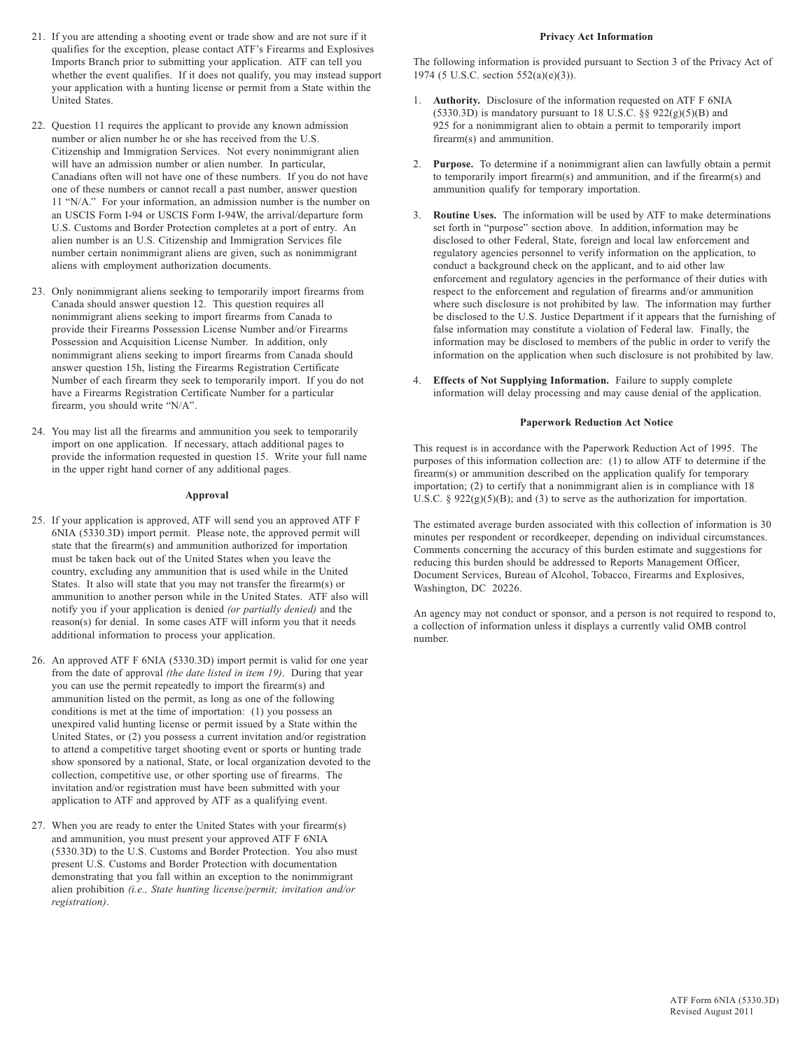21. If you are attending a shooting event or trade show and are not sure if it qualifies for the exception, please contact ATF's Firearms and Explosives Imports Branch prior to submitting your application. ATF can tell you whether the event qualifies. If it does not qualify, you may instead support your application with a hunting license or permit from a State within the United States.

22. Question 11 requires the applicant to provide any known admission number or alien number he or she has received from the U.S. Citizenship and Immigration Services. Not every nonimmigrant alien will have an admission number or alien number. In particular, Canadians often will not have one of these numbers. If you do not have one of these numbers or cannot recall a past number, answer question 11 "N/A." For your information, an admission number is the number on an USCIS Form I-94 or USCIS Form I-94W, the arrival/departure form U.S. Customs and Border Protection completes at a port of entry. An alien number is an U.S. Citizenship and Immigration Services file number certain nonimmigrant aliens are given, such as nonimmigrant aliens with employment authorization documents.

23. Only nonimmigrant aliens seeking to temporarily import firearms from Canada should answer question 12. This question requires all nonimmigrant aliens seeking to import firearms from Canada to provide their Firearms Possession License Number and/or Firearms Possession and Acquisition License Number. In addition, only nonimmigrant aliens seeking to import firearms from Canada should answer question 15h, listing the Firearms Registration Certificate Number of each firearm they seek to temporarily import. If you do not have a Firearms Registration Certificate Number for a particular firearm, you should write "N/A".

24. You may list all the firearms and ammunition you seek to temporarily import on one application. If necessary, attach additional pages to provide the information requested in question 15. Write your full name in the upper right hand corner of any additional pages.

### Approval

25. If your application is approved, ATF will send you an approved ATF F 6NIA (5330.3D) import permit. Please note, the approved permit will state that the firearm(s) and ammunition authorized for importation must be taken back out of the United States when you leave the country, excluding any ammunition that is used while in the United States. It also will state that you may not transfer the firearm(s) or ammunition to another person while in the United States. ATF also will notify you if your application is denied *(or partially denied)* and the reason(s) for denial. In some cases ATF will inform you that it needs additional information to process your application.

26. An approved ATF F 6NIA (5330.3D) import permit is valid for one year from the date of approval *(the date listed in item 19)*. During that year you can use the permit repeatedly to import the firearm(s) and ammunition listed on the permit, as long as one of the following conditions is met at the time of importation: (1) you possess an unexpired valid hunting license or permit issued by a State within the United States, or (2) you possess a current invitation and/or registration to attend a competitive target shooting event or sports or hunting trade show sponsored by a national, State, or local organization devoted to the collection, competitive use, or other sporting use of firearms. The invitation and/or registration must have been submitted with your application to ATF and approved by ATF as a qualifying event.

27. When you are ready to enter the United States with your firearm(s) and ammunition, you must present your approved ATF F 6NIA (5330.3D) to the U.S. Customs and Border Protection. You also must present U.S. Customs and Border Protection with documentation demonstrating that you fall within an exception to the nonimmigrant alien prohibition *(i.e., State hunting license/permit; invitation and/or registration)*.

### Privacy Act Information

The following information is provided pursuant to Section 3 of the Privacy Act of 1974 (5 U.S.C. section 552(a)(e)(3)).

1. **Authority.** Disclosure of the information requested on ATF F 6NIA (5330.3D) is mandatory pursuant to 18 U.S.C. §§ 922(g)(5)(B) and 925 for a nonimmigrant alien to obtain a permit to temporarily import firearm(s) and ammunition.

2. **Purpose.** To determine if a nonimmigrant alien can lawfully obtain a permit to temporarily import firearm(s) and ammunition, and if the firearm(s) and ammunition qualify for temporary importation.

3. **Routine Uses.** The information will be used by ATF to make determinations set forth in "purpose" section above. In addition, information may be disclosed to other Federal, State, foreign and local law enforcement and regulatory agencies personnel to verify information on the application, to conduct a background check on the applicant, and to aid other law enforcement and regulatory agencies in the performance of their duties with respect to the enforcement and regulation of firearms and/or ammunition where such disclosure is not prohibited by law. The information may further be disclosed to the U.S. Justice Department if it appears that the furnishing of false information may constitute a violation of Federal law. Finally, the information may be disclosed to members of the public in order to verify the information on the application when such disclosure is not prohibited by law.

4. **Effects of Not Supplying Information.** Failure to supply complete information will delay processing and may cause denial of the application.

### Paperwork Reduction Act Notice

This request is in accordance with the Paperwork Reduction Act of 1995. The purposes of this information collection are: (1) to allow ATF to determine if the firearm(s) or ammunition described on the application qualify for temporary importation; (2) to certify that a nonimmigrant alien is in compliance with 18 U.S.C. § 922(g)(5)(B); and (3) to serve as the authorization for importation.

The estimated average burden associated with this collection of information is 30 minutes per respondent or recordkeeper, depending on individual circumstances. Comments concerning the accuracy of this burden estimate and suggestions for reducing this burden should be addressed to Reports Management Officer, Document Services, Bureau of Alcohol, Tobacco, Firearms and Explosives, Washington, DC 20226.

An agency may not conduct or sponsor, and a person is not required to respond to, a collection of information unless it displays a currently valid OMB control number.

ATF Form 6NIA (5330.3D)
Revised August 2011